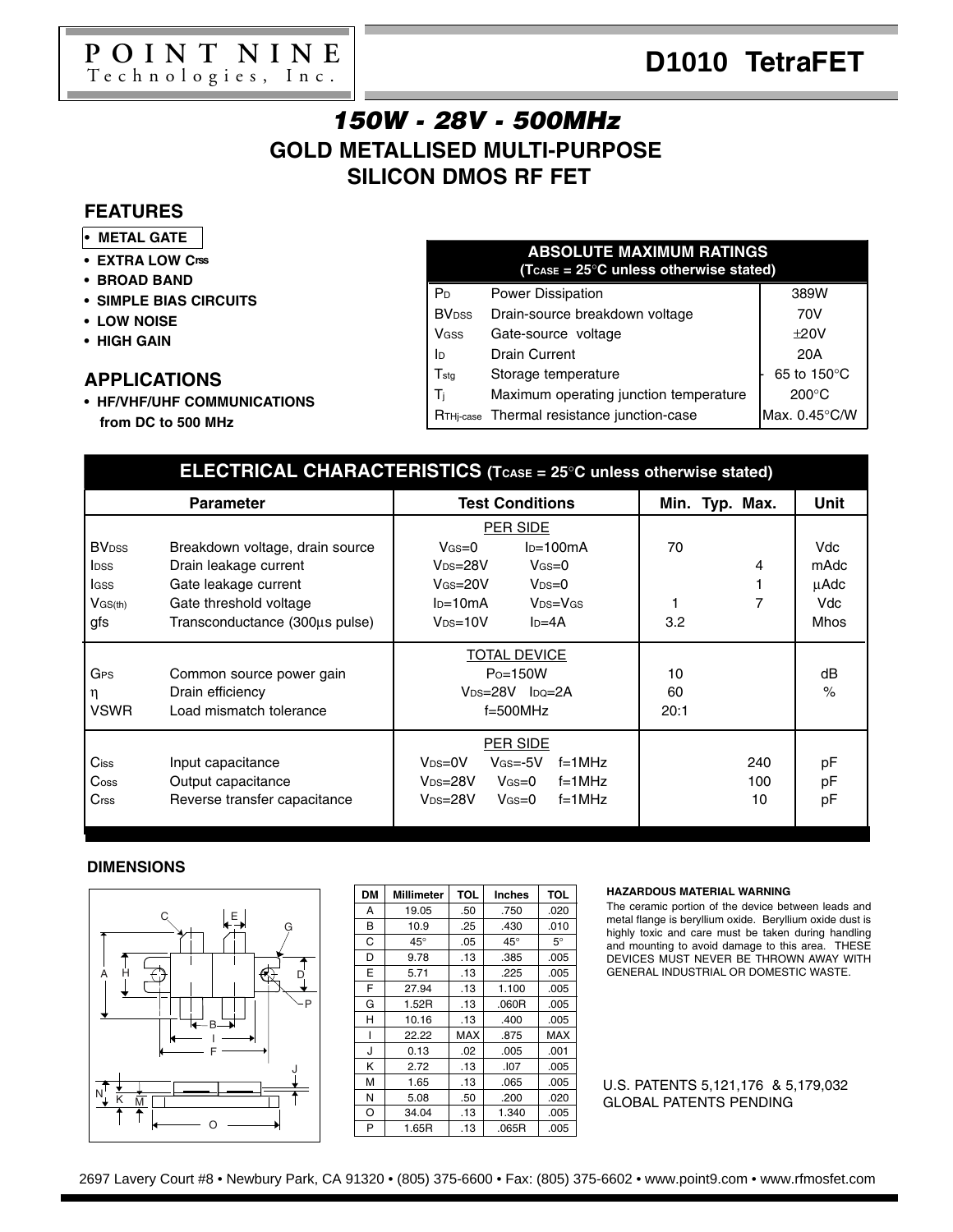# POINT NINE Technologies, Inc.

# D1010 TetraFET

## *150W - 28V - 500MHz*

## GOLD METALLISED MULTI-PURPOSE SILICON DMOS RF FET

### FEATURES

- **METAL GATE**
- **EXTRA LOW $C_{rss}$**
- **BROAD BAND**
- **SIMPLE BIAS CIRCUITS**
- **LOW NOISE**
- **HIGH GAIN**

### APPLICATIONS

- **HF/VHF/UHF COMMUNICATIONS from DC to 500 MHz**

| ABSOLUTE MAXIMUM RATINGS ($T_{CASE}$ = 25°C unless otherwise stated) | | |
|---|---|---|
| $P_D$ | Power Dissipation | 389W |
| $BV_{DSS}$ | Drain-source breakdown voltage | 70V |
| $V_{GSS}$ | Gate-source voltage | ±20V |
| $I_D$ | Drain Current | 20A |
| $T_{stg}$ | Storage temperature | - 65 to 150°C |
| $T_j$ | Maximum operating junction temperature | 200°C |
| $R_{THj\text{-}case}$ | Thermal resistance junction-case | Max. 0.45°C/W |

### ELECTRICAL CHARACTERISTICS ($T_{CASE}$ = 25°C unless otherwise stated)

| | Parameter | Test Conditions | Min. | Typ. | Max. | Unit |
|---|---|---|---|---|---|---|
| | | PER SIDE | | | | |
| $BV_{DSS}$ | Breakdown voltage, drain source | $V_{GS}$=0  $I_D$=100mA | 70 | | | Vdc |
| $I_{DSS}$ | Drain leakage current | $V_{DS}$=28V  $V_{GS}$=0 | | | 4 | mAdc |
| $I_{GSS}$ | Gate leakage current | $V_{GS}$=20V  $V_{DS}$=0 | | | 1 | μAdc |
| $V_{GS(th)}$ | Gate threshold voltage | $I_D$=10mA  $V_{DS}$=$V_{GS}$ | 1 | | 7 | Vdc |
| gfs | Transconductance (300μs pulse) | $V_{DS}$=10V  $I_D$=4A | 3.2 | | | Mhos |
| | | TOTAL DEVICE | | | | |
| $G_{PS}$ | Common source power gain | $P_O$=150W | 10 | | | dB |
| η | Drain efficiency | $V_{DS}$=28V  $I_{DQ}$=2A | 60 | | | % |
| VSWR | Load mismatch tolerance | f=500MHz | 20:1 | | | |
| | | PER SIDE | | | | |
| $C_{iss}$ | Input capacitance | $V_{DS}$=0V  $V_{GS}$=-5V  f=1MHz | | | 240 | pF |
| $C_{oss}$ | Output capacitance | $V_{DS}$=28V  $V_{GS}$=0  f=1MHz | | | 100 | pF |
| $C_{rss}$ | Reverse transfer capacitance | $V_{DS}$=28V  $V_{GS}$=0  f=1MHz | | | 10 | pF |

### DIMENSIONS

| DM | Millimeter | TOL | Inches | TOL |
|---|---|---|---|---|
| A | 19.05 | .50 | .750 | .020 |
| B | 10.9 | .25 | .430 | .010 |
| C | 45° | .05 | 45° | 5° |
| D | 9.78 | .13 | .385 | .005 |
| E | 5.71 | .13 | .225 | .005 |
| F | 27.94 | .13 | 1.100 | .005 |
| G | 1.52R | .13 | .060R | .005 |
| H | 10.16 | .13 | .400 | .005 |
| I | 22.22 | MAX | .875 | MAX |
| J | 0.13 | .02 | .005 | .001 |
| K | 2.72 | .13 | .l07 | .005 |
| M | 1.65 | .13 | .065 | .005 |
| N | 5.08 | .50 | .200 | .020 |
| O | 34.04 | .13 | 1.340 | .005 |
| P | 1.65R | .13 | .065R | .005 |

**HAZARDOUS MATERIAL WARNING**

The ceramic portion of the device between leads and metal flange is beryllium oxide. Beryllium oxide dust is highly toxic and care must be taken during handling and mounting to avoid damage to this area. THESE DEVICES MUST NEVER BE THROWN AWAY WITH GENERAL INDUSTRIAL OR DOMESTIC WASTE.

U.S. PATENTS 5,121,176 & 5,179,032
GLOBAL PATENTS PENDING

2697 Lavery Court #8 • Newbury Park, CA 91320 • (805) 375-6600 • Fax: (805) 375-6602 • www.point9.com • www.rfmosfet.com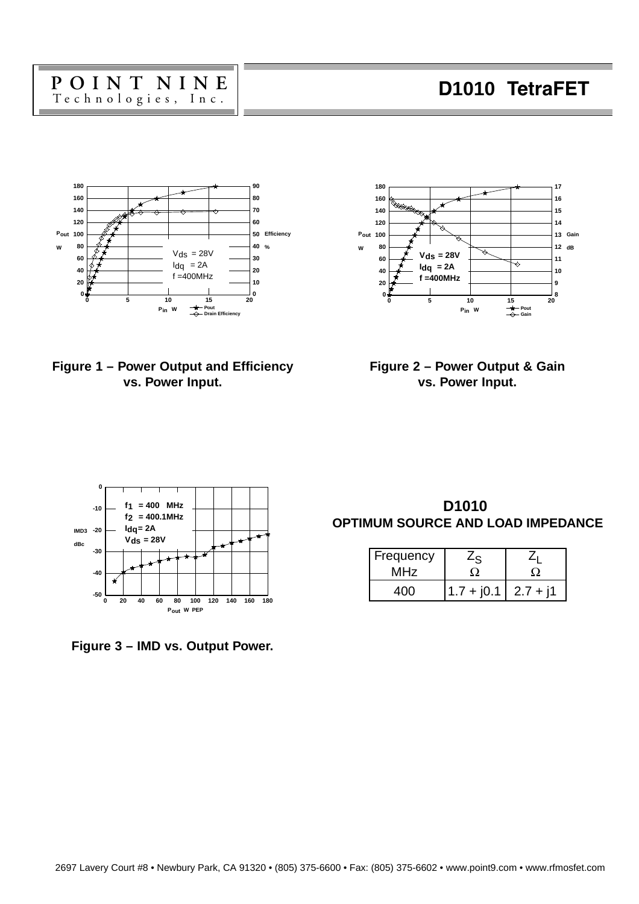Figure 1 – Power Output and Efficiency vs. Power Input.

Figure 2 – Power Output & Gain vs. Power Input.

Figure 3 – IMD vs. Output Power.

## D1010
## OPTIMUM SOURCE AND LOAD IMPEDANCE

| Frequency MHz | $Z_S$ Ω | $Z_L$ Ω |
| --- | --- | --- |
| 400 | 1.7 + j0.1 | 2.7 + j1 |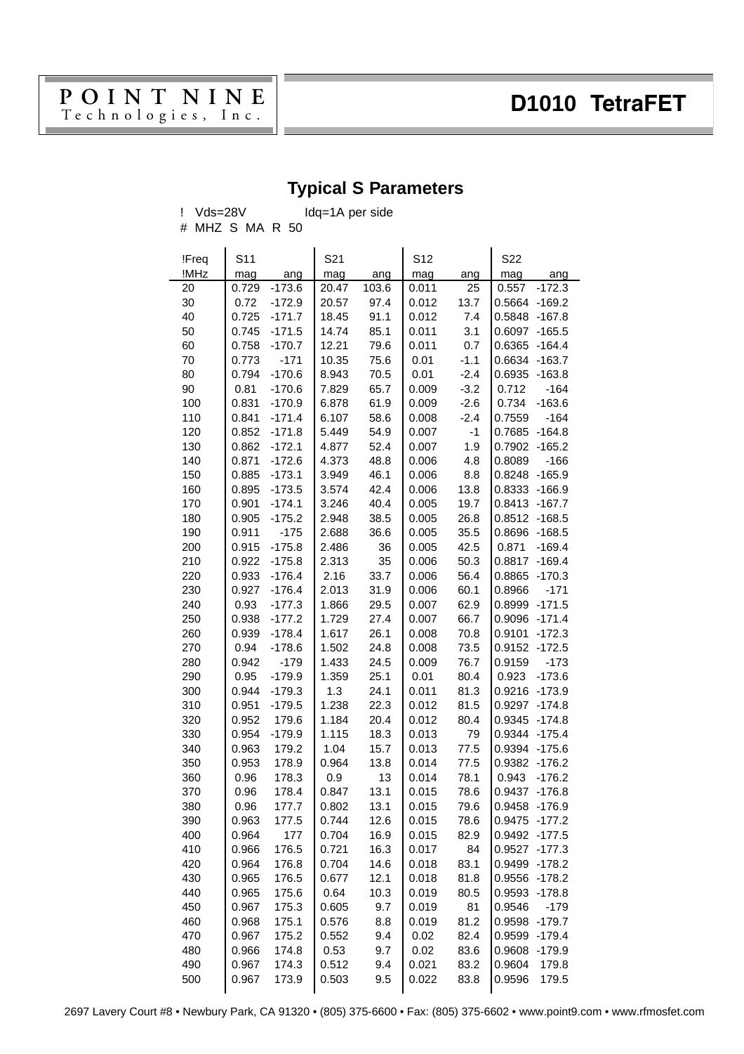# D1010 TetraFET

## Typical S Parameters

! Vds=28V Idq=1A per side

# MHZ S MA R 50

| !Freq | S11 | | S21 | | S12 | | S22 | |
|---|---|---|---|---|---|---|---|---|
| !MHz | mag | ang | mag | ang | mag | ang | mag | ang |
| 20 | 0.729 | -173.6 | 20.47 | 103.6 | 0.011 | 25 | 0.557 | -172.3 |
| 30 | 0.72 | -172.9 | 20.57 | 97.4 | 0.012 | 13.7 | 0.5664 | -169.2 |
| 40 | 0.725 | -171.7 | 18.45 | 91.1 | 0.012 | 7.4 | 0.5848 | -167.8 |
| 50 | 0.745 | -171.5 | 14.74 | 85.1 | 0.011 | 3.1 | 0.6097 | -165.5 |
| 60 | 0.758 | -170.7 | 12.21 | 79.6 | 0.011 | 0.7 | 0.6365 | -164.4 |
| 70 | 0.773 | -171 | 10.35 | 75.6 | 0.01 | -1.1 | 0.6634 | -163.7 |
| 80 | 0.794 | -170.6 | 8.943 | 70.5 | 0.01 | -2.4 | 0.6935 | -163.8 |
| 90 | 0.81 | -170.6 | 7.829 | 65.7 | 0.009 | -3.2 | 0.712 | -164 |
| 100 | 0.831 | -170.9 | 6.878 | 61.9 | 0.009 | -2.6 | 0.734 | -163.6 |
| 110 | 0.841 | -171.4 | 6.107 | 58.6 | 0.008 | -2.4 | 0.7559 | -164 |
| 120 | 0.852 | -171.8 | 5.449 | 54.9 | 0.007 | -1 | 0.7685 | -164.8 |
| 130 | 0.862 | -172.1 | 4.877 | 52.4 | 0.007 | 1.9 | 0.7902 | -165.2 |
| 140 | 0.871 | -172.6 | 4.373 | 48.8 | 0.006 | 4.8 | 0.8089 | -166 |
| 150 | 0.885 | -173.1 | 3.949 | 46.1 | 0.006 | 8.8 | 0.8248 | -165.9 |
| 160 | 0.895 | -173.5 | 3.574 | 42.4 | 0.006 | 13.8 | 0.8333 | -166.9 |
| 170 | 0.901 | -174.1 | 3.246 | 40.4 | 0.005 | 19.7 | 0.8413 | -167.7 |
| 180 | 0.905 | -175.2 | 2.948 | 38.5 | 0.005 | 26.8 | 0.8512 | -168.5 |
| 190 | 0.911 | -175 | 2.688 | 36.6 | 0.005 | 35.5 | 0.8696 | -168.5 |
| 200 | 0.915 | -175.8 | 2.486 | 36 | 0.005 | 42.5 | 0.871 | -169.4 |
| 210 | 0.922 | -175.8 | 2.313 | 35 | 0.006 | 50.3 | 0.8817 | -169.4 |
| 220 | 0.933 | -176.4 | 2.16 | 33.7 | 0.006 | 56.4 | 0.8865 | -170.3 |
| 230 | 0.927 | -176.4 | 2.013 | 31.9 | 0.006 | 60.1 | 0.8966 | -171 |
| 240 | 0.93 | -177.3 | 1.866 | 29.5 | 0.007 | 62.9 | 0.8999 | -171.5 |
| 250 | 0.938 | -177.2 | 1.729 | 27.4 | 0.007 | 66.7 | 0.9096 | -171.4 |
| 260 | 0.939 | -178.4 | 1.617 | 26.1 | 0.008 | 70.8 | 0.9101 | -172.3 |
| 270 | 0.94 | -178.6 | 1.502 | 24.8 | 0.008 | 73.5 | 0.9152 | -172.5 |
| 280 | 0.942 | -179 | 1.433 | 24.5 | 0.009 | 76.7 | 0.9159 | -173 |
| 290 | 0.95 | -179.9 | 1.359 | 25.1 | 0.01 | 80.4 | 0.923 | -173.6 |
| 300 | 0.944 | -179.3 | 1.3 | 24.1 | 0.011 | 81.3 | 0.9216 | -173.9 |
| 310 | 0.951 | -179.5 | 1.238 | 22.3 | 0.012 | 81.5 | 0.9297 | -174.8 |
| 320 | 0.952 | 179.6 | 1.184 | 20.4 | 0.012 | 80.4 | 0.9345 | -174.8 |
| 330 | 0.954 | -179.9 | 1.115 | 18.3 | 0.013 | 79 | 0.9344 | -175.4 |
| 340 | 0.963 | 179.2 | 1.04 | 15.7 | 0.013 | 77.5 | 0.9394 | -175.6 |
| 350 | 0.953 | 178.9 | 0.964 | 13.8 | 0.014 | 77.5 | 0.9382 | -176.2 |
| 360 | 0.96 | 178.3 | 0.9 | 13 | 0.014 | 78.1 | 0.943 | -176.2 |
| 370 | 0.96 | 178.4 | 0.847 | 13.1 | 0.015 | 78.6 | 0.9437 | -176.8 |
| 380 | 0.96 | 177.7 | 0.802 | 13.1 | 0.015 | 79.6 | 0.9458 | -176.9 |
| 390 | 0.963 | 177.5 | 0.744 | 12.6 | 0.015 | 78.6 | 0.9475 | -177.2 |
| 400 | 0.964 | 177 | 0.704 | 16.9 | 0.015 | 82.9 | 0.9492 | -177.5 |
| 410 | 0.966 | 176.5 | 0.721 | 16.3 | 0.017 | 84 | 0.9527 | -177.3 |
| 420 | 0.964 | 176.8 | 0.704 | 14.6 | 0.018 | 83.1 | 0.9499 | -178.2 |
| 430 | 0.965 | 176.5 | 0.677 | 12.1 | 0.018 | 81.8 | 0.9556 | -178.2 |
| 440 | 0.965 | 175.6 | 0.64 | 10.3 | 0.019 | 80.5 | 0.9593 | -178.8 |
| 450 | 0.967 | 175.3 | 0.605 | 9.7 | 0.019 | 81 | 0.9546 | -179 |
| 460 | 0.968 | 175.1 | 0.576 | 8.8 | 0.019 | 81.2 | 0.9598 | -179.7 |
| 470 | 0.967 | 175.2 | 0.552 | 9.4 | 0.02 | 82.4 | 0.9599 | -179.4 |
| 480 | 0.966 | 174.8 | 0.53 | 9.7 | 0.02 | 83.6 | 0.9608 | -179.9 |
| 490 | 0.967 | 174.3 | 0.512 | 9.4 | 0.021 | 83.2 | 0.9604 | 179.8 |
| 500 | 0.967 | 173.9 | 0.503 | 9.5 | 0.022 | 83.8 | 0.9596 | 179.5 |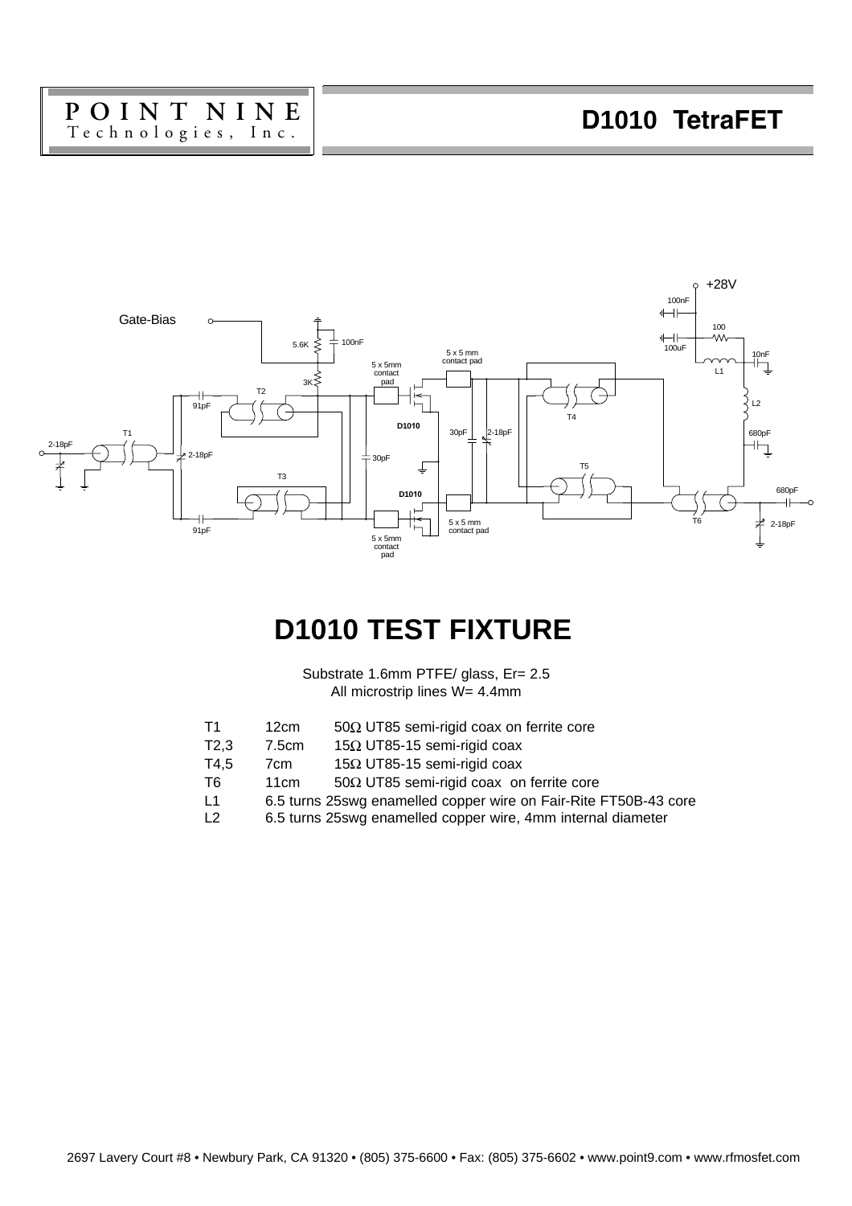# D1010 TEST FIXTURE

Substrate 1.6mm PTFE/ glass, Er= 2.5
All microstrip lines W= 4.4mm

| | | |
|---|---|---|
| T1 | 12cm | 50Ω UT85 semi-rigid coax on ferrite core |
| T2,3 | 7.5cm | 15Ω UT85-15 semi-rigid coax |
| T4,5 | 7cm | 15Ω UT85-15 semi-rigid coax |
| T6 | 11cm | 50Ω UT85 semi-rigid coax on ferrite core |
| L1 | 6.5 turns 25swg enamelled copper wire on Fair-Rite FT50B-43 core | |
| L2 | 6.5 turns 25swg enamelled copper wire, 4mm internal diameter | |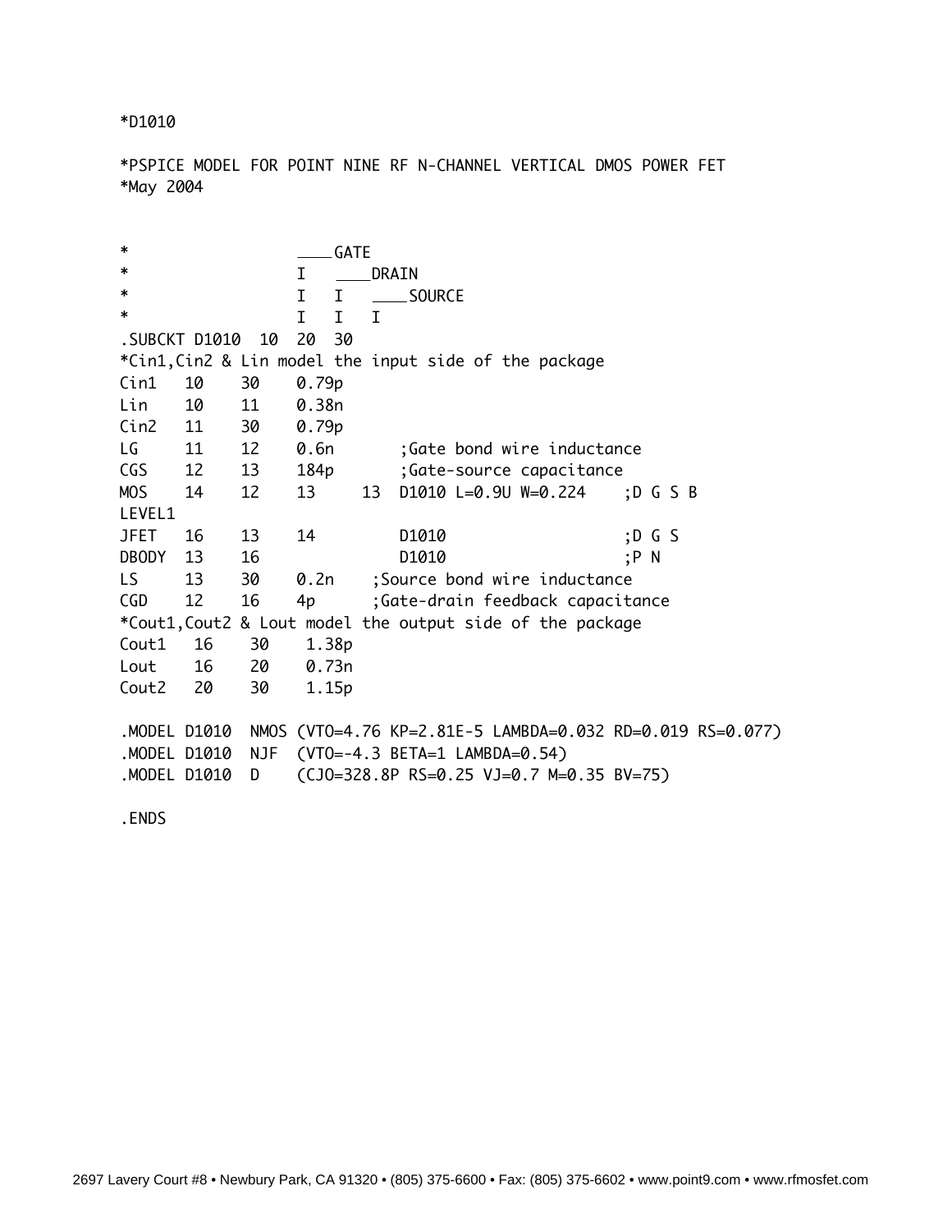```
*D1010

*PSPICE MODEL FOR POINT NINE RF N-CHANNEL VERTICAL DMOS POWER FET
*May 2004


*                 ____GATE
*                 I   ____DRAIN
*                 I   I   ____SOURCE
*                 I   I   I
.SUBCKT D1010  10  20  30
*Cin1,Cin2 & Lin model the input side of the package
Cin1   10    30    0.79p
Lin    10    11    0.38n
Cin2   11    30    0.79p
LG     11    12    0.6n       ;Gate bond wire inductance
CGS    12    13    184p       ;Gate-source capacitance
MOS    14    12    13     13  D1010 L=0.9U W=0.224    ;D G S B
LEVEL1
JFET   16    13    14         D1010                  ;D G S
DBODY  13    16               D1010                  ;P N
LS     13    30    0.2n    ;Source bond wire inductance
CGD    12    16    4p      ;Gate-drain feedback capacitance
*Cout1,Cout2 & Lout model the output side of the package
Cout1   16    30    1.38p
Lout    16    20    0.73n
Cout2   20    30    1.15p

.MODEL D1010  NMOS (VTO=4.76 KP=2.81E-5 LAMBDA=0.032 RD=0.019 RS=0.077)
.MODEL D1010  NJF  (VTO=-4.3 BETA=1 LAMBDA=0.54)
.MODEL D1010  D    (CJO=328.8P RS=0.25 VJ=0.7 M=0.35 BV=75)

.ENDS
```

2697 Lavery Court #8 • Newbury Park, CA 91320 • (805) 375-6600 • Fax: (805) 375-6602 • www.point9.com • www.rfmosfet.com